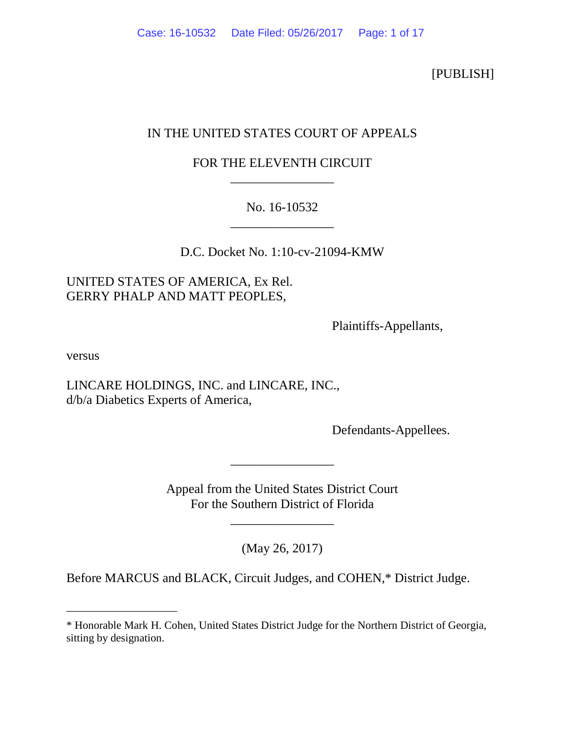[PUBLISH]

IN THE UNITED STATES COURT OF APPEALS

FOR THE ELEVENTH CIRCUIT

________________________

No. 16-10532

________________________

D.C. Docket No. 1:10-cv-21094-KMW

UNITED STATES OF AMERICA, Ex Rel.
GERRY PHALP AND MATT PEOPLES,

Plaintiffs-Appellants,

versus

LINCARE HOLDINGS, INC. and LINCARE, INC.,
d/b/a Diabetics Experts of America,

Defendants-Appellees.

________________________

Appeal from the United States District Court
For the Southern District of Florida

________________________

(May 26, 2017)

Before MARCUS and BLACK, Circuit Judges, and COHEN,* District Judge.

* Honorable Mark H. Cohen, United States District Judge for the Northern District of Georgia, sitting by designation.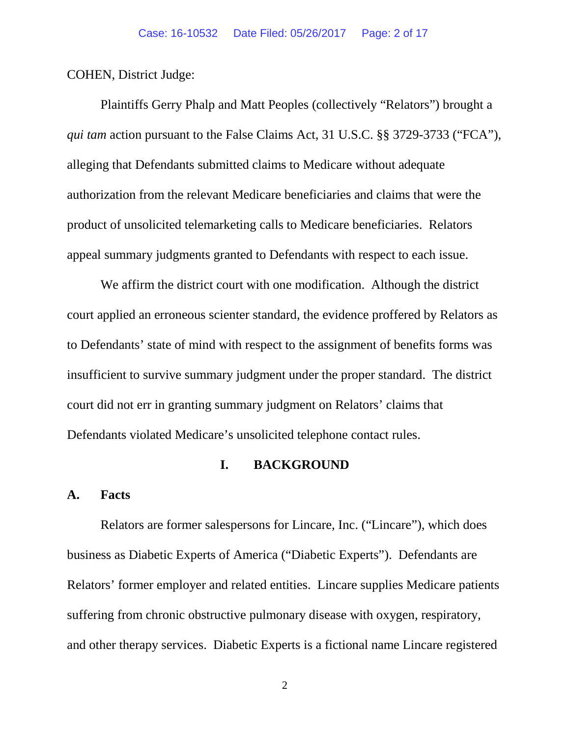COHEN, District Judge:

Plaintiffs Gerry Phalp and Matt Peoples (collectively "Relators") brought a *qui tam* action pursuant to the False Claims Act, 31 U.S.C. §§ 3729-3733 ("FCA"), alleging that Defendants submitted claims to Medicare without adequate authorization from the relevant Medicare beneficiaries and claims that were the product of unsolicited telemarketing calls to Medicare beneficiaries. Relators appeal summary judgments granted to Defendants with respect to each issue.

We affirm the district court with one modification. Although the district court applied an erroneous scienter standard, the evidence proffered by Relators as to Defendants' state of mind with respect to the assignment of benefits forms was insufficient to survive summary judgment under the proper standard. The district court did not err in granting summary judgment on Relators' claims that Defendants violated Medicare's unsolicited telephone contact rules.

## I. BACKGROUND

### A. Facts

Relators are former salespersons for Lincare, Inc. ("Lincare"), which does business as Diabetic Experts of America ("Diabetic Experts"). Defendants are Relators' former employer and related entities. Lincare supplies Medicare patients suffering from chronic obstructive pulmonary disease with oxygen, respiratory, and other therapy services. Diabetic Experts is a fictional name Lincare registered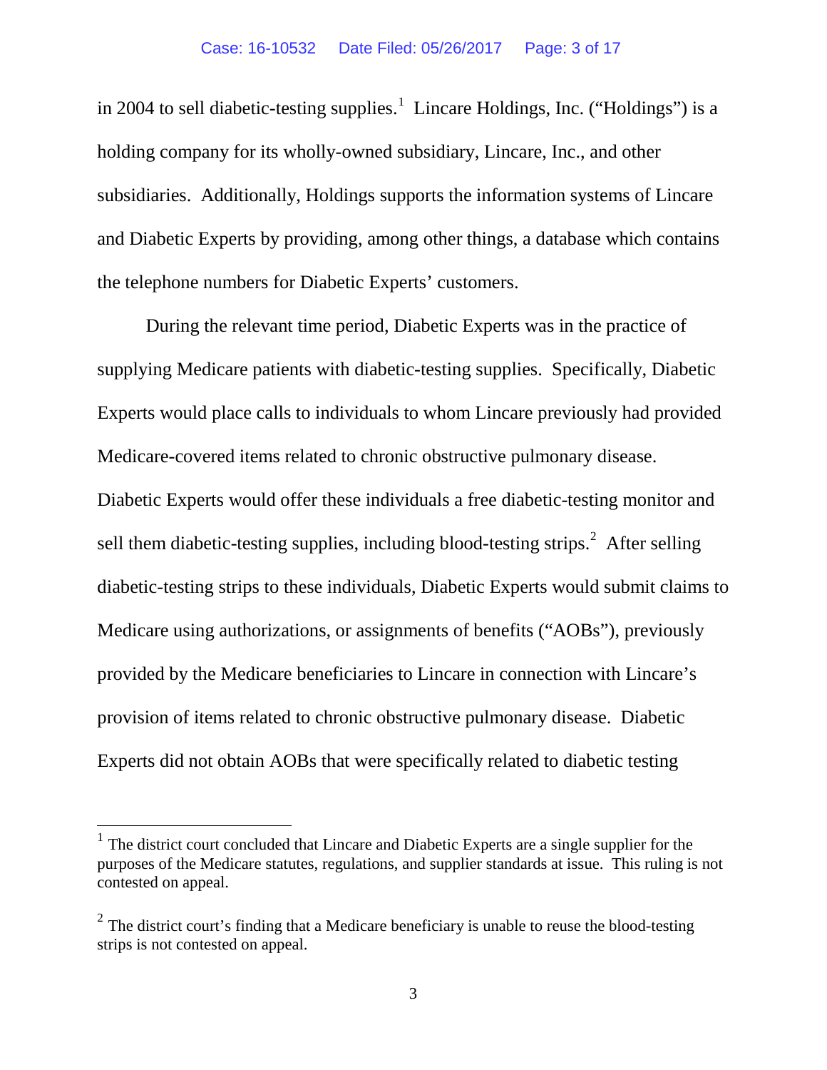in 2004 to sell diabetic-testing supplies.[1] Lincare Holdings, Inc. ("Holdings") is a holding company for its wholly-owned subsidiary, Lincare, Inc., and other subsidiaries. Additionally, Holdings supports the information systems of Lincare and Diabetic Experts by providing, among other things, a database which contains the telephone numbers for Diabetic Experts' customers.

During the relevant time period, Diabetic Experts was in the practice of supplying Medicare patients with diabetic-testing supplies. Specifically, Diabetic Experts would place calls to individuals to whom Lincare previously had provided Medicare-covered items related to chronic obstructive pulmonary disease. Diabetic Experts would offer these individuals a free diabetic-testing monitor and sell them diabetic-testing supplies, including blood-testing strips.[2] After selling diabetic-testing strips to these individuals, Diabetic Experts would submit claims to Medicare using authorizations, or assignments of benefits ("AOBs"), previously provided by the Medicare beneficiaries to Lincare in connection with Lincare's provision of items related to chronic obstructive pulmonary disease. Diabetic Experts did not obtain AOBs that were specifically related to diabetic testing

---

[1] The district court concluded that Lincare and Diabetic Experts are a single supplier for the purposes of the Medicare statutes, regulations, and supplier standards at issue. This ruling is not contested on appeal.

[2] The district court's finding that a Medicare beneficiary is unable to reuse the blood-testing strips is not contested on appeal.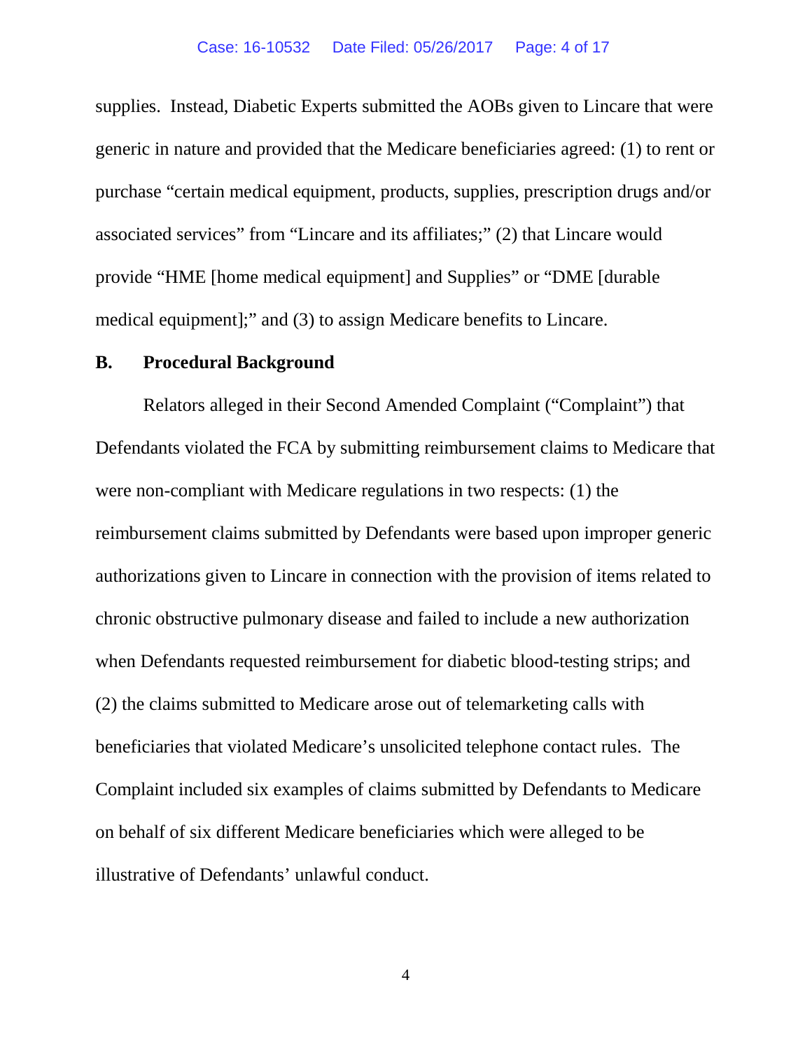supplies. Instead, Diabetic Experts submitted the AOBs given to Lincare that were generic in nature and provided that the Medicare beneficiaries agreed: (1) to rent or purchase "certain medical equipment, products, supplies, prescription drugs and/or associated services" from "Lincare and its affiliates;" (2) that Lincare would provide "HME [home medical equipment] and Supplies" or "DME [durable medical equipment];" and (3) to assign Medicare benefits to Lincare.

## B. Procedural Background

Relators alleged in their Second Amended Complaint ("Complaint") that Defendants violated the FCA by submitting reimbursement claims to Medicare that were non-compliant with Medicare regulations in two respects: (1) the reimbursement claims submitted by Defendants were based upon improper generic authorizations given to Lincare in connection with the provision of items related to chronic obstructive pulmonary disease and failed to include a new authorization when Defendants requested reimbursement for diabetic blood-testing strips; and (2) the claims submitted to Medicare arose out of telemarketing calls with beneficiaries that violated Medicare's unsolicited telephone contact rules. The Complaint included six examples of claims submitted by Defendants to Medicare on behalf of six different Medicare beneficiaries which were alleged to be illustrative of Defendants' unlawful conduct.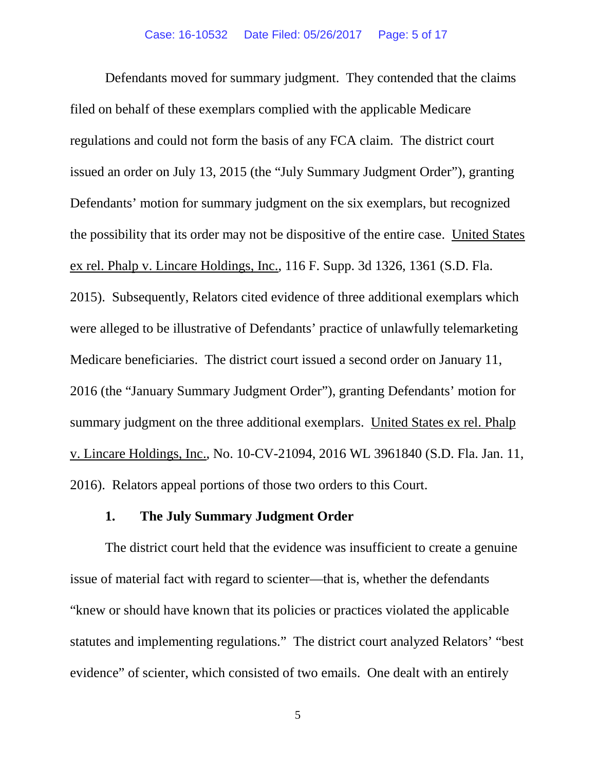Defendants moved for summary judgment. They contended that the claims filed on behalf of these exemplars complied with the applicable Medicare regulations and could not form the basis of any FCA claim. The district court issued an order on July 13, 2015 (the "July Summary Judgment Order"), granting Defendants' motion for summary judgment on the six exemplars, but recognized the possibility that its order may not be dispositive of the entire case. United States ex rel. Phalp v. Lincare Holdings, Inc., 116 F. Supp. 3d 1326, 1361 (S.D. Fla. 2015). Subsequently, Relators cited evidence of three additional exemplars which were alleged to be illustrative of Defendants' practice of unlawfully telemarketing Medicare beneficiaries. The district court issued a second order on January 11, 2016 (the "January Summary Judgment Order"), granting Defendants' motion for summary judgment on the three additional exemplars. United States ex rel. Phalp v. Lincare Holdings, Inc., No. 10-CV-21094, 2016 WL 3961840 (S.D. Fla. Jan. 11, 2016). Relators appeal portions of those two orders to this Court.

### 1. The July Summary Judgment Order

The district court held that the evidence was insufficient to create a genuine issue of material fact with regard to scienter—that is, whether the defendants "knew or should have known that its policies or practices violated the applicable statutes and implementing regulations." The district court analyzed Relators' "best evidence" of scienter, which consisted of two emails. One dealt with an entirely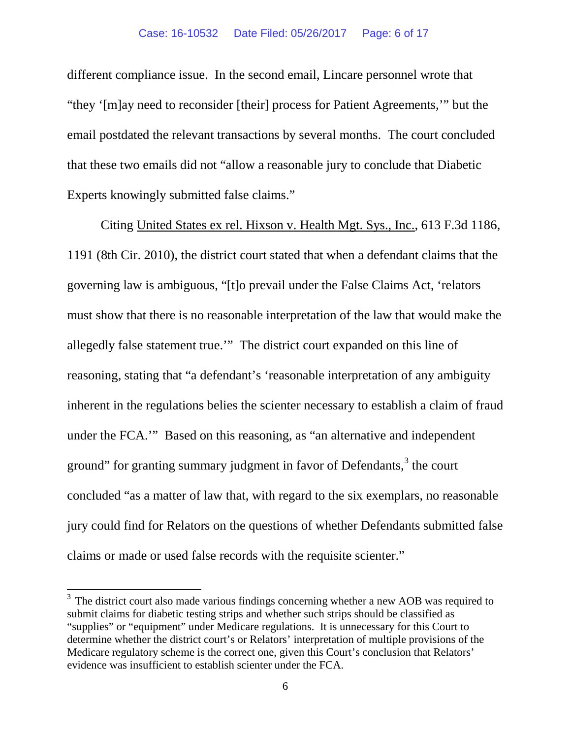different compliance issue. In the second email, Lincare personnel wrote that "they '[m]ay need to reconsider [their] process for Patient Agreements,'" but the email postdated the relevant transactions by several months. The court concluded that these two emails did not "allow a reasonable jury to conclude that Diabetic Experts knowingly submitted false claims."

Citing United States ex rel. Hixson v. Health Mgt. Sys., Inc., 613 F.3d 1186, 1191 (8th Cir. 2010), the district court stated that when a defendant claims that the governing law is ambiguous, "[t]o prevail under the False Claims Act, 'relators must show that there is no reasonable interpretation of the law that would make the allegedly false statement true.'" The district court expanded on this line of reasoning, stating that "a defendant's 'reasonable interpretation of any ambiguity inherent in the regulations belies the scienter necessary to establish a claim of fraud under the FCA.'" Based on this reasoning, as "an alternative and independent ground" for granting summary judgment in favor of Defendants,[3] the court concluded "as a matter of law that, with regard to the six exemplars, no reasonable jury could find for Relators on the questions of whether Defendants submitted false claims or made or used false records with the requisite scienter."

---

[3] The district court also made various findings concerning whether a new AOB was required to submit claims for diabetic testing strips and whether such strips should be classified as "supplies" or "equipment" under Medicare regulations. It is unnecessary for this Court to determine whether the district court's or Relators' interpretation of multiple provisions of the Medicare regulatory scheme is the correct one, given this Court's conclusion that Relators' evidence was insufficient to establish scienter under the FCA.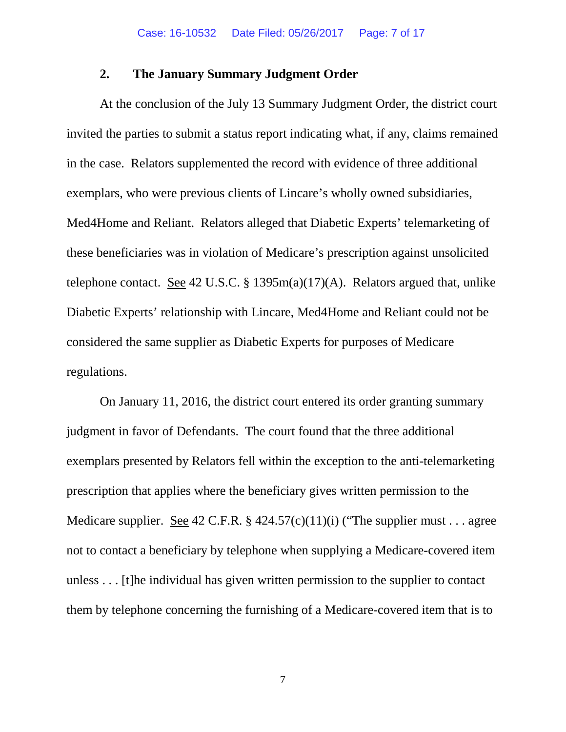### 2. The January Summary Judgment Order

At the conclusion of the July 13 Summary Judgment Order, the district court invited the parties to submit a status report indicating what, if any, claims remained in the case. Relators supplemented the record with evidence of three additional exemplars, who were previous clients of Lincare's wholly owned subsidiaries, Med4Home and Reliant. Relators alleged that Diabetic Experts' telemarketing of these beneficiaries was in violation of Medicare's prescription against unsolicited telephone contact. See 42 U.S.C. § 1395m(a)(17)(A). Relators argued that, unlike Diabetic Experts' relationship with Lincare, Med4Home and Reliant could not be considered the same supplier as Diabetic Experts for purposes of Medicare regulations.

On January 11, 2016, the district court entered its order granting summary judgment in favor of Defendants. The court found that the three additional exemplars presented by Relators fell within the exception to the anti-telemarketing prescription that applies where the beneficiary gives written permission to the Medicare supplier. See 42 C.F.R. § 424.57(c)(11)(i) ("The supplier must . . . agree not to contact a beneficiary by telephone when supplying a Medicare-covered item unless . . . [t]he individual has given written permission to the supplier to contact them by telephone concerning the furnishing of a Medicare-covered item that is to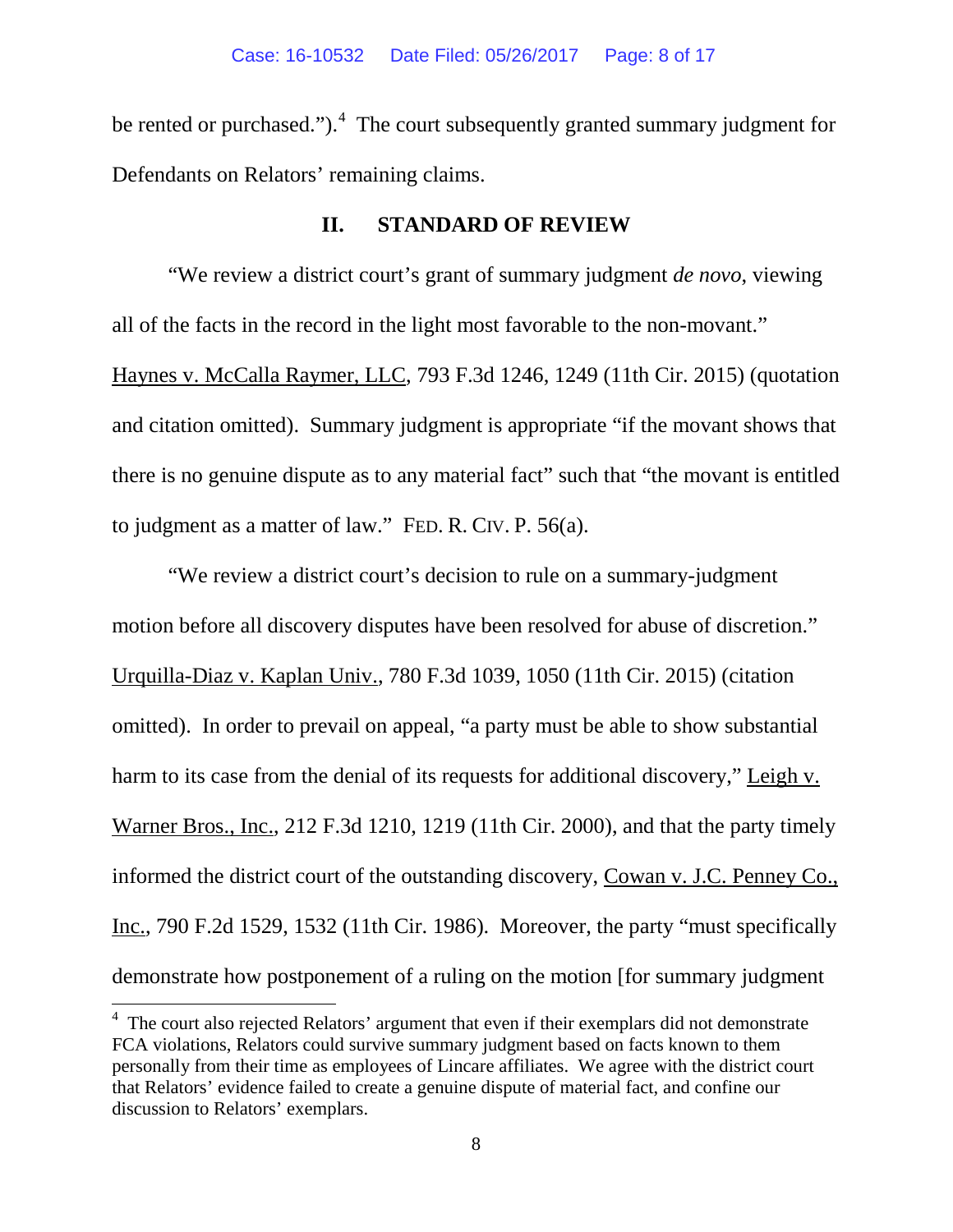be rented or purchased.").[4] The court subsequently granted summary judgment for Defendants on Relators' remaining claims.

## II. STANDARD OF REVIEW

"We review a district court's grant of summary judgment *de novo*, viewing all of the facts in the record in the light most favorable to the non-movant." Haynes v. McCalla Raymer, LLC, 793 F.3d 1246, 1249 (11th Cir. 2015) (quotation and citation omitted). Summary judgment is appropriate "if the movant shows that there is no genuine dispute as to any material fact" such that "the movant is entitled to judgment as a matter of law." FED. R. CIV. P. 56(a).

"We review a district court's decision to rule on a summary-judgment motion before all discovery disputes have been resolved for abuse of discretion." Urquilla-Diaz v. Kaplan Univ., 780 F.3d 1039, 1050 (11th Cir. 2015) (citation omitted). In order to prevail on appeal, "a party must be able to show substantial harm to its case from the denial of its requests for additional discovery," Leigh v. Warner Bros., Inc., 212 F.3d 1210, 1219 (11th Cir. 2000), and that the party timely informed the district court of the outstanding discovery, Cowan v. J.C. Penney Co., Inc., 790 F.2d 1529, 1532 (11th Cir. 1986). Moreover, the party "must specifically demonstrate how postponement of a ruling on the motion [for summary judgment

---

[4] The court also rejected Relators' argument that even if their exemplars did not demonstrate FCA violations, Relators could survive summary judgment based on facts known to them personally from their time as employees of Lincare affiliates. We agree with the district court that Relators' evidence failed to create a genuine dispute of material fact, and confine our discussion to Relators' exemplars.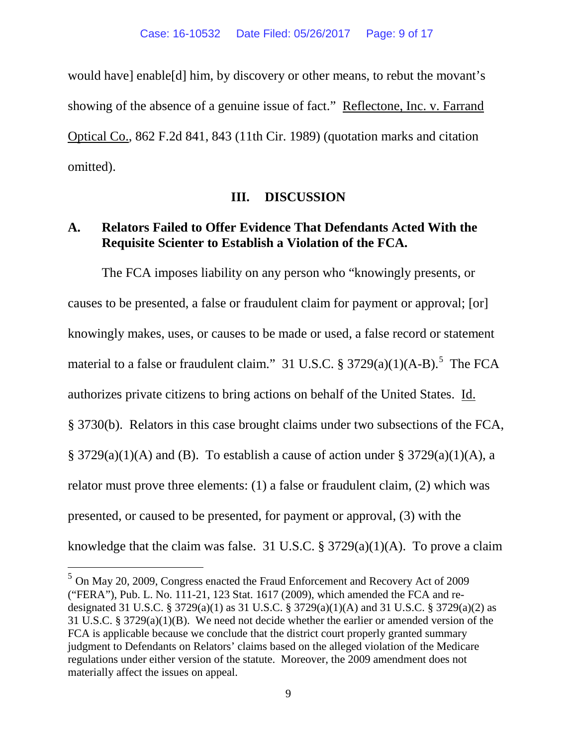would have] enable[d] him, by discovery or other means, to rebut the movant's showing of the absence of a genuine issue of fact." Reflectone, Inc. v. Farrand Optical Co., 862 F.2d 841, 843 (11th Cir. 1989) (quotation marks and citation omitted).

## III. DISCUSSION

### A. Relators Failed to Offer Evidence That Defendants Acted With the Requisite Scienter to Establish a Violation of the FCA.

The FCA imposes liability on any person who "knowingly presents, or causes to be presented, a false or fraudulent claim for payment or approval; [or] knowingly makes, uses, or causes to be made or used, a false record or statement material to a false or fraudulent claim." 31 U.S.C. § 3729(a)(1)(A-B).[5] The FCA authorizes private citizens to bring actions on behalf of the United States. Id. § 3730(b). Relators in this case brought claims under two subsections of the FCA, § 3729(a)(1)(A) and (B). To establish a cause of action under § 3729(a)(1)(A), a relator must prove three elements: (1) a false or fraudulent claim, (2) which was presented, or caused to be presented, for payment or approval, (3) with the knowledge that the claim was false. 31 U.S.C. § 3729(a)(1)(A). To prove a claim

[5] On May 20, 2009, Congress enacted the Fraud Enforcement and Recovery Act of 2009 ("FERA"), Pub. L. No. 111-21, 123 Stat. 1617 (2009), which amended the FCA and re-designated 31 U.S.C. § 3729(a)(1) as 31 U.S.C. § 3729(a)(1)(A) and 31 U.S.C. § 3729(a)(2) as 31 U.S.C. § 3729(a)(1)(B). We need not decide whether the earlier or amended version of the FCA is applicable because we conclude that the district court properly granted summary judgment to Defendants on Relators' claims based on the alleged violation of the Medicare regulations under either version of the statute. Moreover, the 2009 amendment does not materially affect the issues on appeal.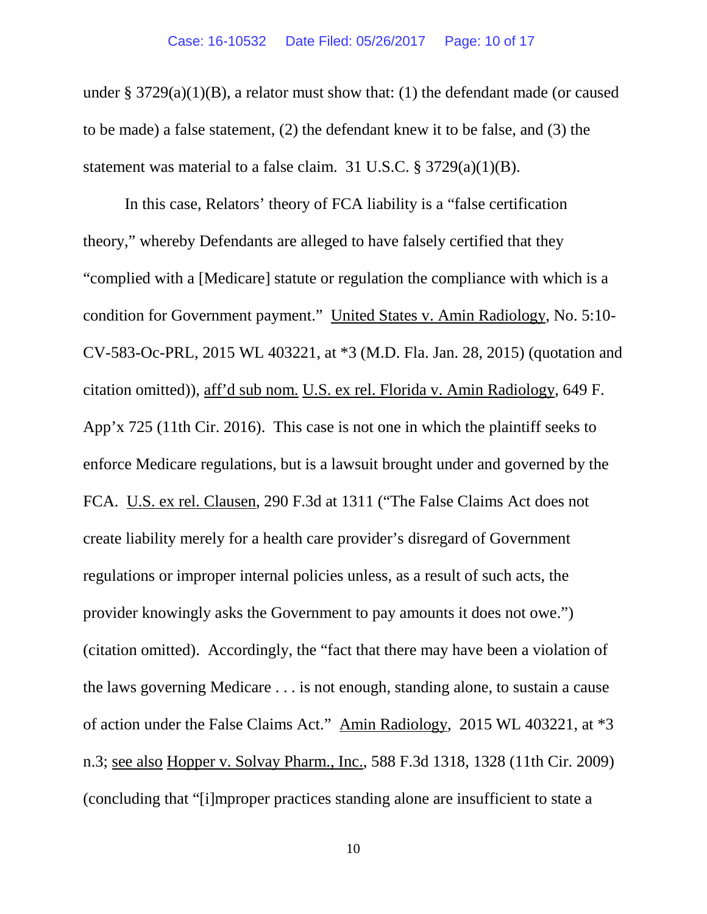under § 3729(a)(1)(B), a relator must show that: (1) the defendant made (or caused to be made) a false statement, (2) the defendant knew it to be false, and (3) the statement was material to a false claim. 31 U.S.C. § 3729(a)(1)(B).

In this case, Relators' theory of FCA liability is a "false certification theory," whereby Defendants are alleged to have falsely certified that they "complied with a [Medicare] statute or regulation the compliance with which is a condition for Government payment." United States v. Amin Radiology, No. 5:10-CV-583-Oc-PRL, 2015 WL 403221, at *3 (M.D. Fla. Jan. 28, 2015) (quotation and citation omitted)), aff'd sub nom. U.S. ex rel. Florida v. Amin Radiology, 649 F. App'x 725 (11th Cir. 2016). This case is not one in which the plaintiff seeks to enforce Medicare regulations, but is a lawsuit brought under and governed by the FCA. U.S. ex rel. Clausen, 290 F.3d at 1311 ("The False Claims Act does not create liability merely for a health care provider's disregard of Government regulations or improper internal policies unless, as a result of such acts, the provider knowingly asks the Government to pay amounts it does not owe.") (citation omitted). Accordingly, the "fact that there may have been a violation of the laws governing Medicare . . . is not enough, standing alone, to sustain a cause of action under the False Claims Act." Amin Radiology, 2015 WL 403221, at *3 n.3; see also Hopper v. Solvay Pharm., Inc., 588 F.3d 1318, 1328 (11th Cir. 2009) (concluding that "[i]mproper practices standing alone are insufficient to state a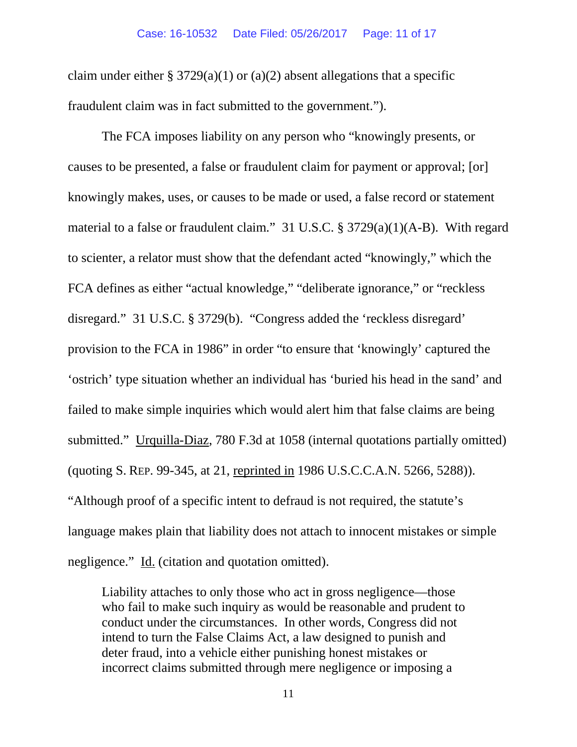claim under either § 3729(a)(1) or (a)(2) absent allegations that a specific fraudulent claim was in fact submitted to the government.").

The FCA imposes liability on any person who "knowingly presents, or causes to be presented, a false or fraudulent claim for payment or approval; [or] knowingly makes, uses, or causes to be made or used, a false record or statement material to a false or fraudulent claim." 31 U.S.C. § 3729(a)(1)(A-B). With regard to scienter, a relator must show that the defendant acted "knowingly," which the FCA defines as either "actual knowledge," "deliberate ignorance," or "reckless disregard." 31 U.S.C. § 3729(b). "Congress added the 'reckless disregard' provision to the FCA in 1986" in order "to ensure that 'knowingly' captured the 'ostrich' type situation whether an individual has 'buried his head in the sand' and failed to make simple inquiries which would alert him that false claims are being submitted." Urquilla-Diaz, 780 F.3d at 1058 (internal quotations partially omitted) (quoting S. REP. 99-345, at 21, reprinted in 1986 U.S.C.C.A.N. 5266, 5288)). "Although proof of a specific intent to defraud is not required, the statute's language makes plain that liability does not attach to innocent mistakes or simple negligence." Id. (citation and quotation omitted).

> Liability attaches to only those who act in gross negligence—those who fail to make such inquiry as would be reasonable and prudent to conduct under the circumstances. In other words, Congress did not intend to turn the False Claims Act, a law designed to punish and deter fraud, into a vehicle either punishing honest mistakes or incorrect claims submitted through mere negligence or imposing a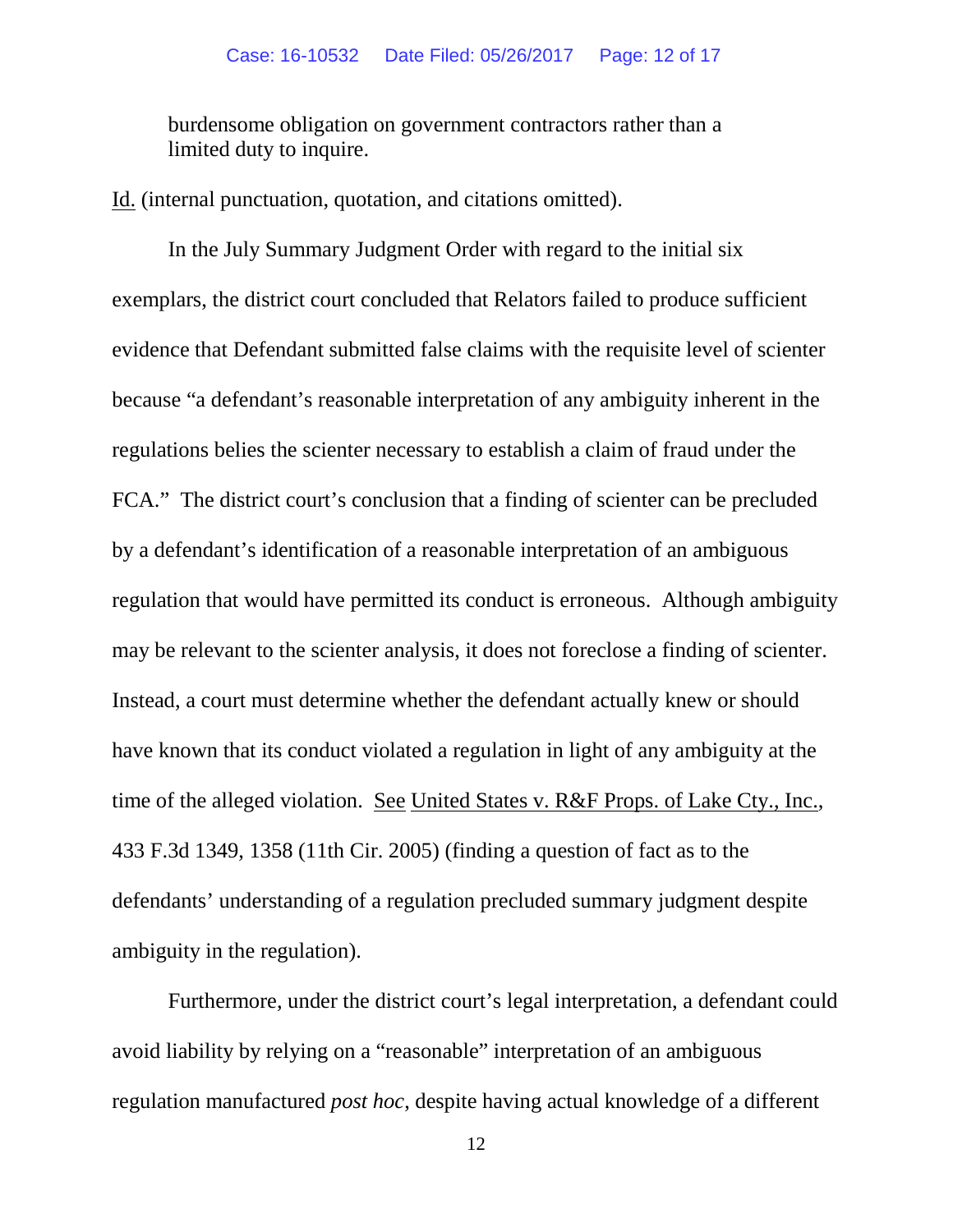burdensome obligation on government contractors rather than a limited duty to inquire.

Id. (internal punctuation, quotation, and citations omitted).

In the July Summary Judgment Order with regard to the initial six exemplars, the district court concluded that Relators failed to produce sufficient evidence that Defendant submitted false claims with the requisite level of scienter because "a defendant's reasonable interpretation of any ambiguity inherent in the regulations belies the scienter necessary to establish a claim of fraud under the FCA." The district court's conclusion that a finding of scienter can be precluded by a defendant's identification of a reasonable interpretation of an ambiguous regulation that would have permitted its conduct is erroneous. Although ambiguity may be relevant to the scienter analysis, it does not foreclose a finding of scienter. Instead, a court must determine whether the defendant actually knew or should have known that its conduct violated a regulation in light of any ambiguity at the time of the alleged violation. See United States v. R&F Props. of Lake Cty., Inc., 433 F.3d 1349, 1358 (11th Cir. 2005) (finding a question of fact as to the defendants' understanding of a regulation precluded summary judgment despite ambiguity in the regulation).

Furthermore, under the district court's legal interpretation, a defendant could avoid liability by relying on a "reasonable" interpretation of an ambiguous regulation manufactured *post hoc*, despite having actual knowledge of a different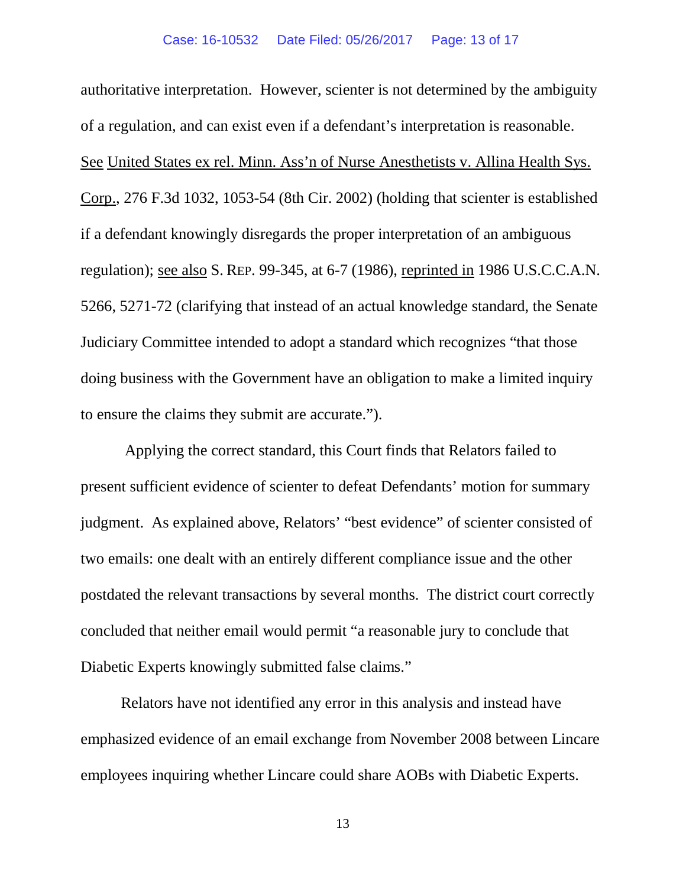authoritative interpretation. However, scienter is not determined by the ambiguity of a regulation, and can exist even if a defendant's interpretation is reasonable. See United States ex rel. Minn. Ass'n of Nurse Anesthetists v. Allina Health Sys. Corp., 276 F.3d 1032, 1053-54 (8th Cir. 2002) (holding that scienter is established if a defendant knowingly disregards the proper interpretation of an ambiguous regulation); see also S. REP. 99-345, at 6-7 (1986), reprinted in 1986 U.S.C.C.A.N. 5266, 5271-72 (clarifying that instead of an actual knowledge standard, the Senate Judiciary Committee intended to adopt a standard which recognizes "that those doing business with the Government have an obligation to make a limited inquiry to ensure the claims they submit are accurate.").

Applying the correct standard, this Court finds that Relators failed to present sufficient evidence of scienter to defeat Defendants' motion for summary judgment. As explained above, Relators' "best evidence" of scienter consisted of two emails: one dealt with an entirely different compliance issue and the other postdated the relevant transactions by several months. The district court correctly concluded that neither email would permit "a reasonable jury to conclude that Diabetic Experts knowingly submitted false claims."

Relators have not identified any error in this analysis and instead have emphasized evidence of an email exchange from November 2008 between Lincare employees inquiring whether Lincare could share AOBs with Diabetic Experts.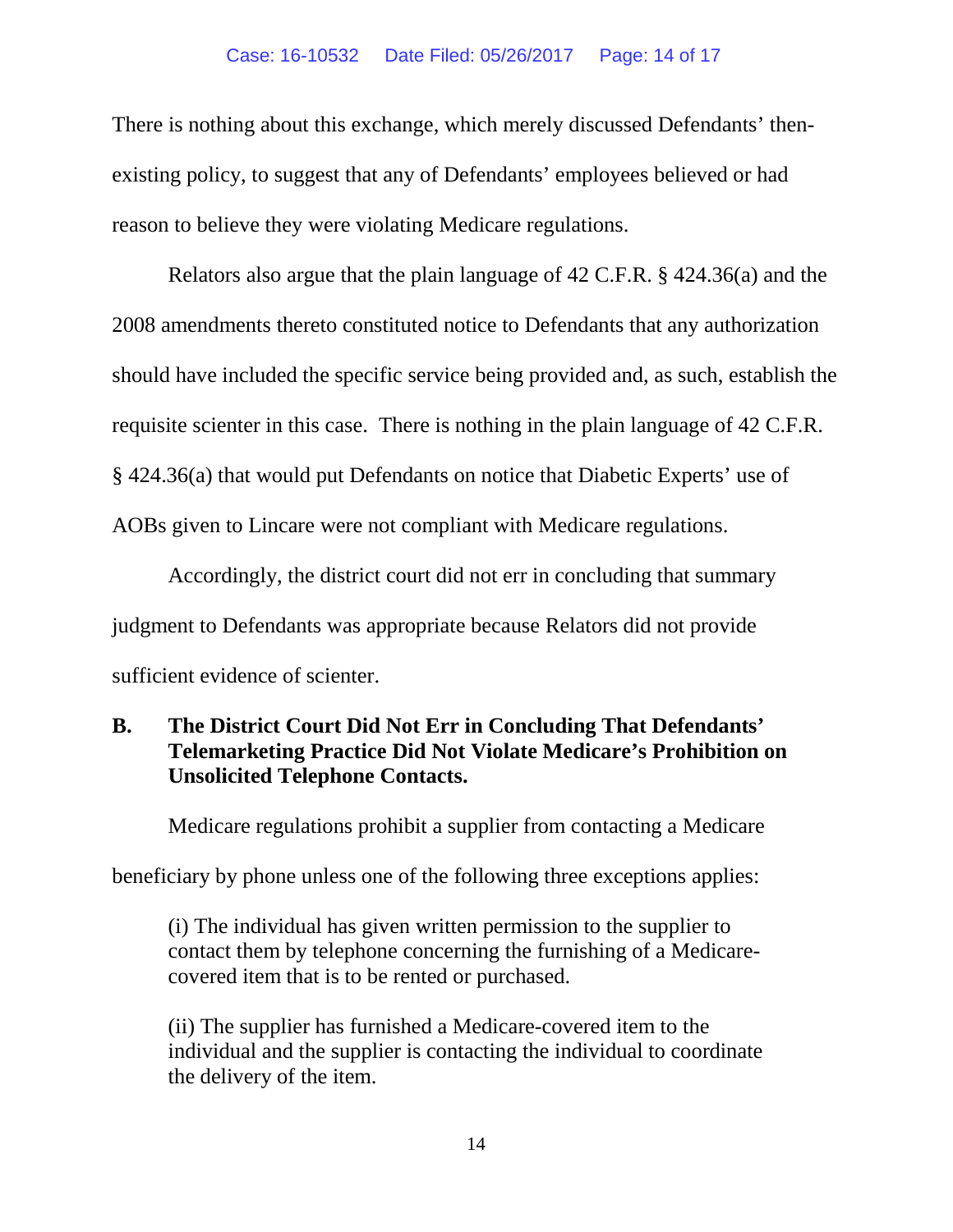There is nothing about this exchange, which merely discussed Defendants' then-existing policy, to suggest that any of Defendants' employees believed or had reason to believe they were violating Medicare regulations.

Relators also argue that the plain language of 42 C.F.R. § 424.36(a) and the 2008 amendments thereto constituted notice to Defendants that any authorization should have included the specific service being provided and, as such, establish the requisite scienter in this case. There is nothing in the plain language of 42 C.F.R. § 424.36(a) that would put Defendants on notice that Diabetic Experts' use of AOBs given to Lincare were not compliant with Medicare regulations.

Accordingly, the district court did not err in concluding that summary judgment to Defendants was appropriate because Relators did not provide sufficient evidence of scienter.

### B. The District Court Did Not Err in Concluding That Defendants' Telemarketing Practice Did Not Violate Medicare's Prohibition on Unsolicited Telephone Contacts.

Medicare regulations prohibit a supplier from contacting a Medicare beneficiary by phone unless one of the following three exceptions applies:

> (i) The individual has given written permission to the supplier to contact them by telephone concerning the furnishing of a Medicare-covered item that is to be rented or purchased.
>
> (ii) The supplier has furnished a Medicare-covered item to the individual and the supplier is contacting the individual to coordinate the delivery of the item.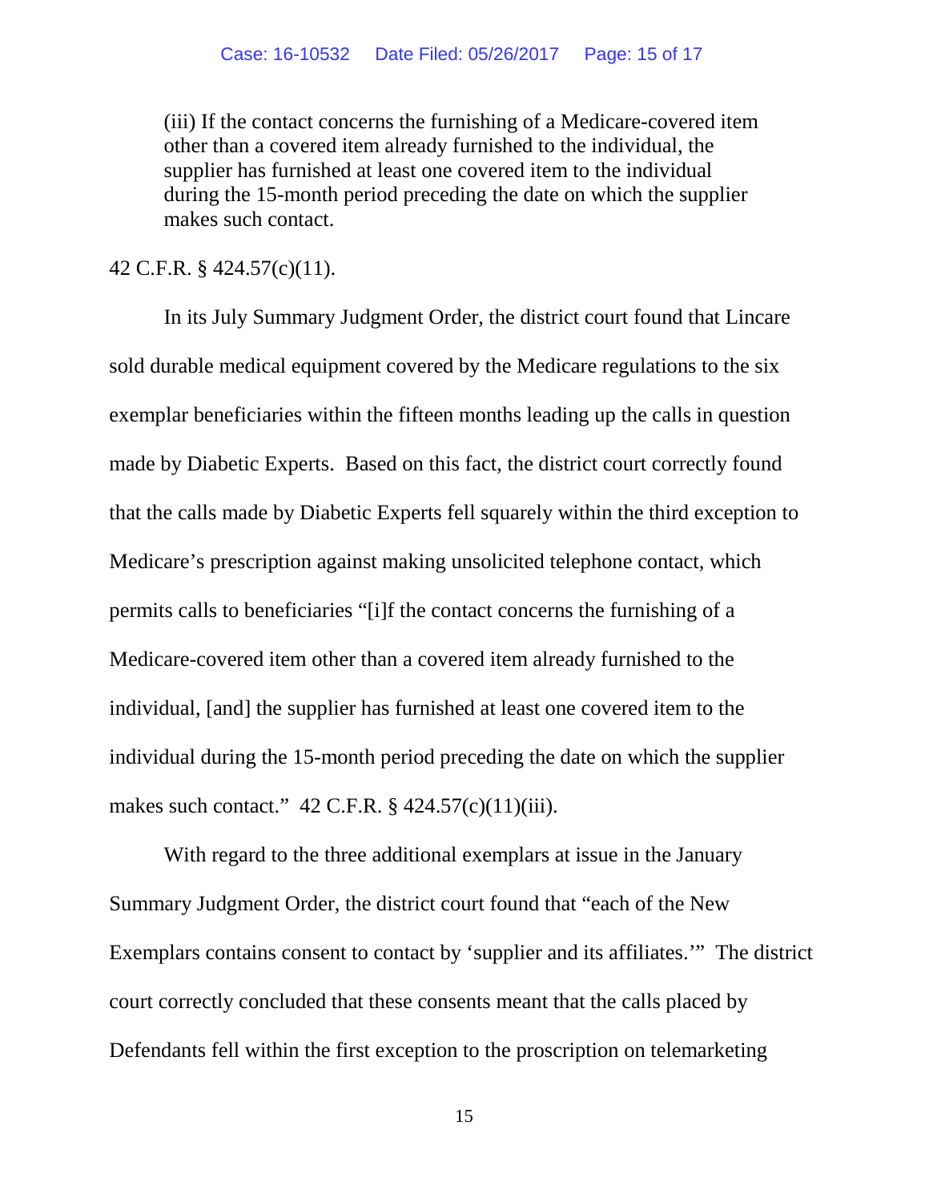> (iii) If the contact concerns the furnishing of a Medicare-covered item other than a covered item already furnished to the individual, the supplier has furnished at least one covered item to the individual during the 15-month period preceding the date on which the supplier makes such contact.

42 C.F.R. § 424.57(c)(11).

In its July Summary Judgment Order, the district court found that Lincare sold durable medical equipment covered by the Medicare regulations to the six exemplar beneficiaries within the fifteen months leading up the calls in question made by Diabetic Experts. Based on this fact, the district court correctly found that the calls made by Diabetic Experts fell squarely within the third exception to Medicare's prescription against making unsolicited telephone contact, which permits calls to beneficiaries "[i]f the contact concerns the furnishing of a Medicare-covered item other than a covered item already furnished to the individual, [and] the supplier has furnished at least one covered item to the individual during the 15-month period preceding the date on which the supplier makes such contact." 42 C.F.R. § 424.57(c)(11)(iii).

With regard to the three additional exemplars at issue in the January Summary Judgment Order, the district court found that "each of the New Exemplars contains consent to contact by 'supplier and its affiliates.'" The district court correctly concluded that these consents meant that the calls placed by Defendants fell within the first exception to the proscription on telemarketing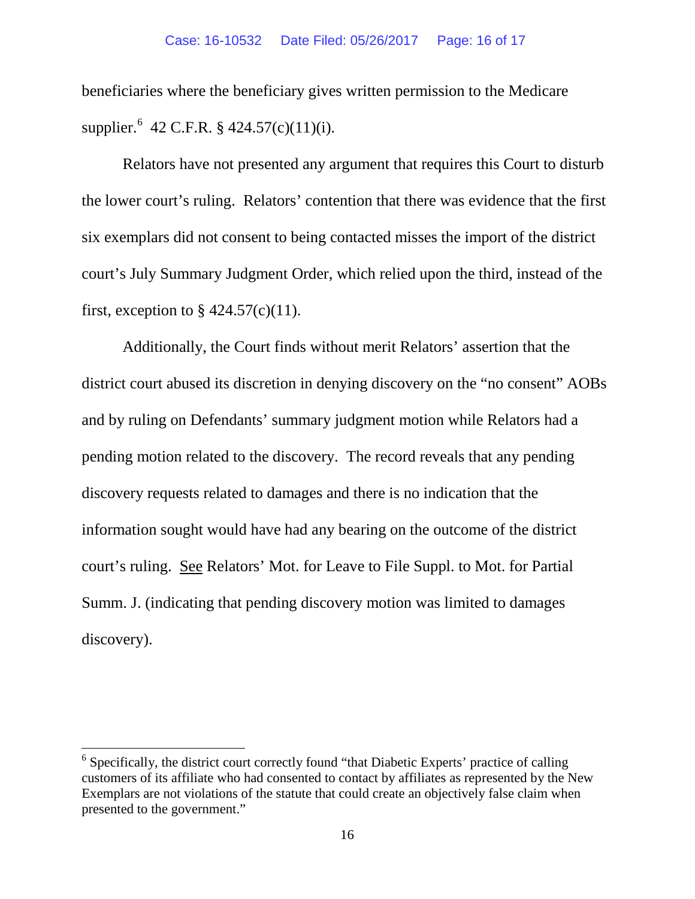beneficiaries where the beneficiary gives written permission to the Medicare supplier.[6] 42 C.F.R. § 424.57(c)(11)(i).

Relators have not presented any argument that requires this Court to disturb the lower court's ruling. Relators' contention that there was evidence that the first six exemplars did not consent to being contacted misses the import of the district court's July Summary Judgment Order, which relied upon the third, instead of the first, exception to § 424.57(c)(11).

Additionally, the Court finds without merit Relators' assertion that the district court abused its discretion in denying discovery on the "no consent" AOBs and by ruling on Defendants' summary judgment motion while Relators had a pending motion related to the discovery. The record reveals that any pending discovery requests related to damages and there is no indication that the information sought would have had any bearing on the outcome of the district court's ruling. See Relators' Mot. for Leave to File Suppl. to Mot. for Partial Summ. J. (indicating that pending discovery motion was limited to damages discovery).

---

[6] Specifically, the district court correctly found "that Diabetic Experts' practice of calling customers of its affiliate who had consented to contact by affiliates as represented by the New Exemplars are not violations of the statute that could create an objectively false claim when presented to the government."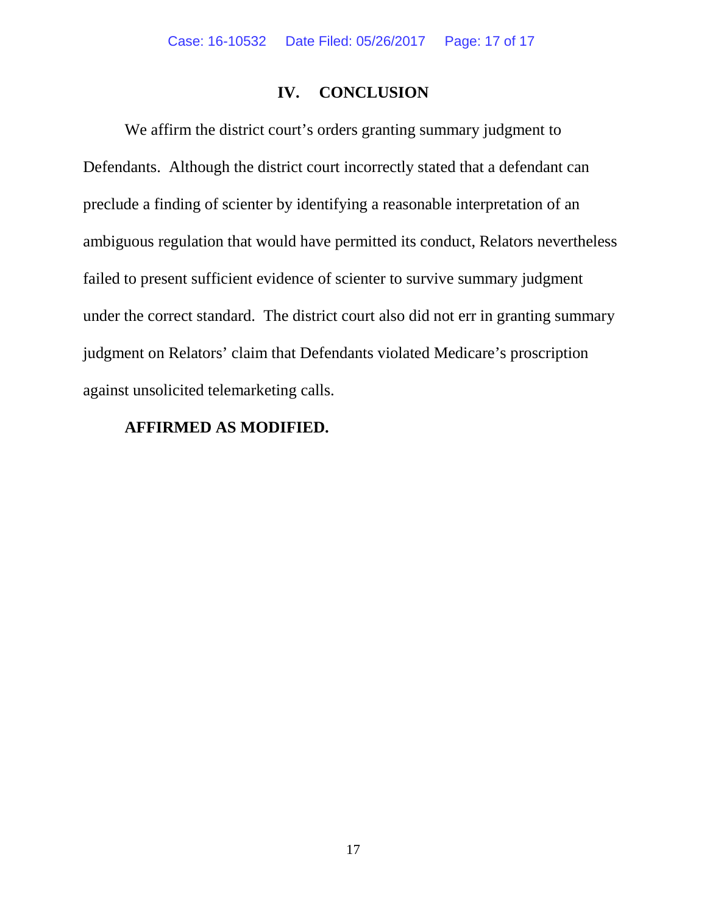## IV. CONCLUSION

We affirm the district court's orders granting summary judgment to Defendants. Although the district court incorrectly stated that a defendant can preclude a finding of scienter by identifying a reasonable interpretation of an ambiguous regulation that would have permitted its conduct, Relators nevertheless failed to present sufficient evidence of scienter to survive summary judgment under the correct standard. The district court also did not err in granting summary judgment on Relators' claim that Defendants violated Medicare's proscription against unsolicited telemarketing calls.

**AFFIRMED AS MODIFIED.**